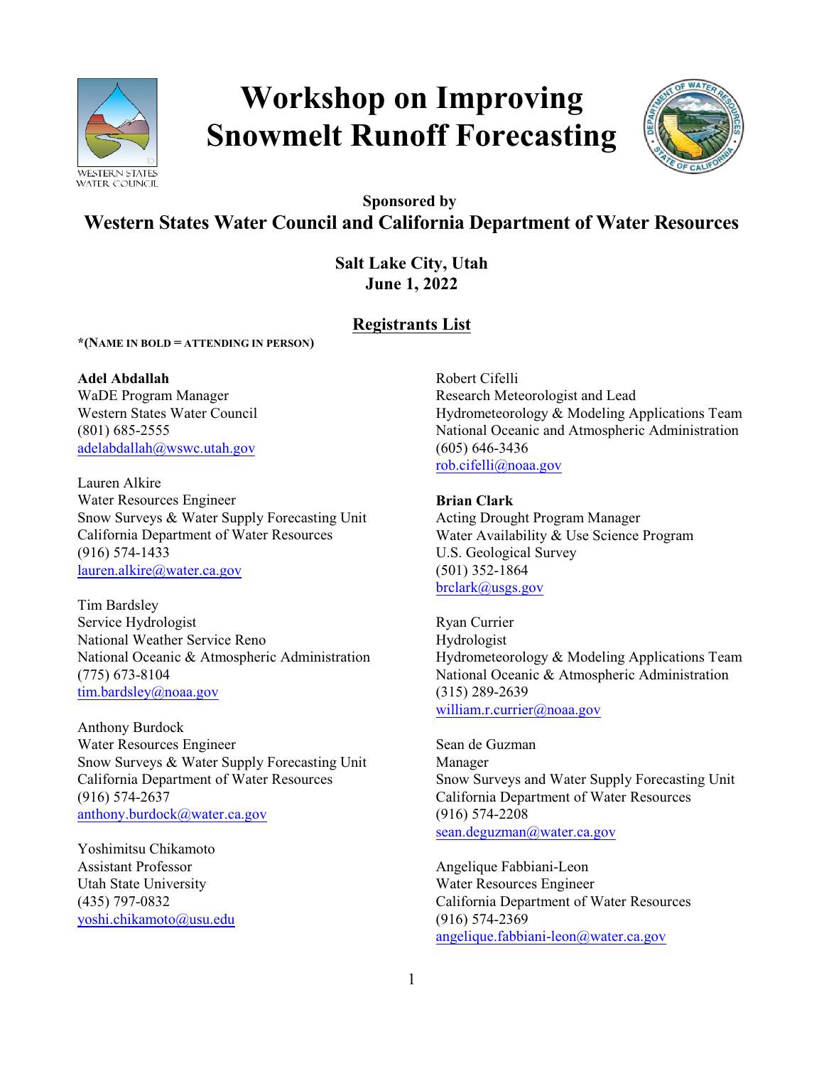# Workshop on Improving Snowmelt Runoff Forecasting

WESTERN STATES WATER COUNCIL

**Sponsored by**

## Western States Water Council and California Department of Water Resources

**Salt Lake City, Utah**
**June 1, 2022**

## Registrants List

***(NAME IN BOLD = ATTENDING IN PERSON)**

**Adel Abdallah**
WaDE Program Manager
Western States Water Council
(801) 685-2555
adelabdallah@wswc.utah.gov

Lauren Alkire
Water Resources Engineer
Snow Surveys & Water Supply Forecasting Unit
California Department of Water Resources
(916) 574-1433
lauren.alkire@water.ca.gov

Tim Bardsley
Service Hydrologist
National Weather Service Reno
National Oceanic & Atmospheric Administration
(775) 673-8104
tim.bardsley@noaa.gov

Anthony Burdock
Water Resources Engineer
Snow Surveys & Water Supply Forecasting Unit
California Department of Water Resources
(916) 574-2637
anthony.burdock@water.ca.gov

Yoshimitsu Chikamoto
Assistant Professor
Utah State University
(435) 797-0832
yoshi.chikamoto@usu.edu

Robert Cifelli
Research Meteorologist and Lead
Hydrometeorology & Modeling Applications Team
National Oceanic and Atmospheric Administration
(605) 646-3436
rob.cifelli@noaa.gov

**Brian Clark**
Acting Drought Program Manager
Water Availability & Use Science Program
U.S. Geological Survey
(501) 352-1864
brclark@usgs.gov

Ryan Currier
Hydrologist
Hydrometeorology & Modeling Applications Team
National Oceanic & Atmospheric Administration
(315) 289-2639
william.r.currier@noaa.gov

Sean de Guzman
Manager
Snow Surveys and Water Supply Forecasting Unit
California Department of Water Resources
(916) 574-2208
sean.deguzman@water.ca.gov

Angelique Fabbiani-Leon
Water Resources Engineer
California Department of Water Resources
(916) 574-2369
angelique.fabbiani-leon@water.ca.gov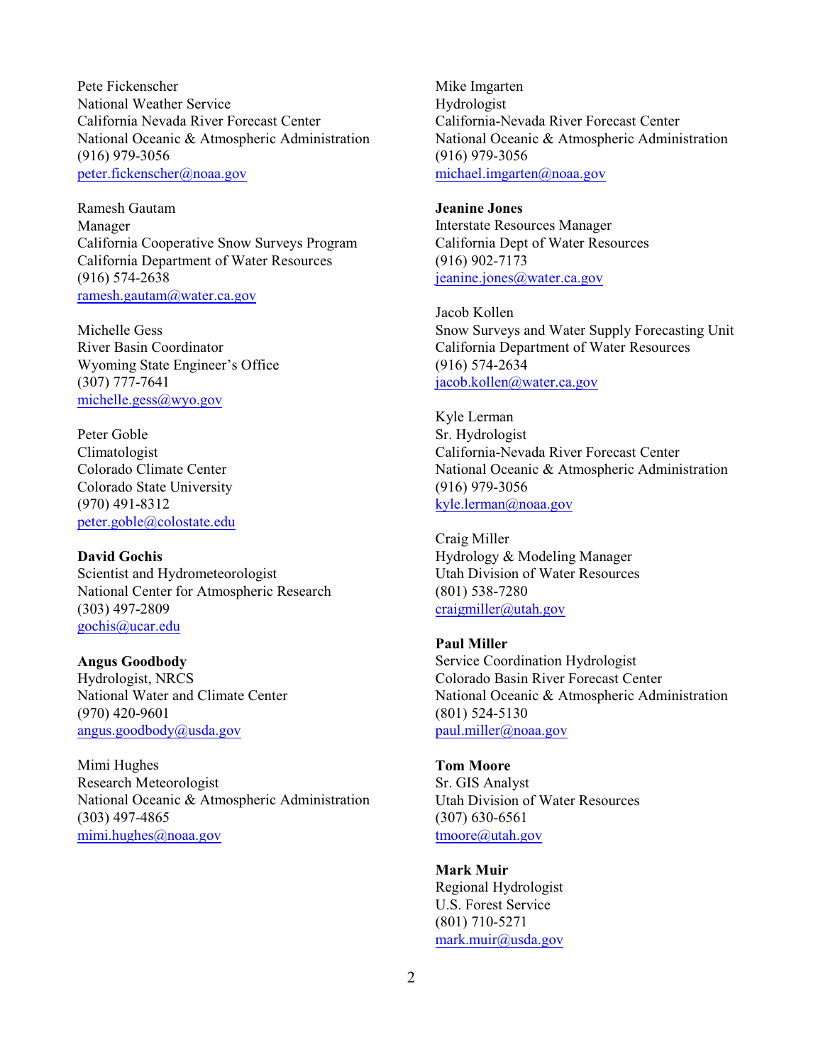Pete Fickenscher
National Weather Service
California Nevada River Forecast Center
National Oceanic & Atmospheric Administration
(916) 979-3056
peter.fickenscher@noaa.gov

Ramesh Gautam
Manager
California Cooperative Snow Surveys Program
California Department of Water Resources
(916) 574-2638
ramesh.gautam@water.ca.gov

Michelle Gess
River Basin Coordinator
Wyoming State Engineer's Office
(307) 777-7641
michelle.gess@wyo.gov

Peter Goble
Climatologist
Colorado Climate Center
Colorado State University
(970) 491-8312
peter.goble@colostate.edu

**David Gochis**
Scientist and Hydrometeorologist
National Center for Atmospheric Research
(303) 497-2809
gochis@ucar.edu

**Angus Goodbody**
Hydrologist, NRCS
National Water and Climate Center
(970) 420-9601
angus.goodbody@usda.gov

Mimi Hughes
Research Meteorologist
National Oceanic & Atmospheric Administration
(303) 497-4865
mimi.hughes@noaa.gov

Mike Imgarten
Hydrologist
California-Nevada River Forecast Center
National Oceanic & Atmospheric Administration
(916) 979-3056
michael.imgarten@noaa.gov

**Jeanine Jones**
Interstate Resources Manager
California Dept of Water Resources
(916) 902-7173
jeanine.jones@water.ca.gov

Jacob Kollen
Snow Surveys and Water Supply Forecasting Unit
California Department of Water Resources
(916) 574-2634
jacob.kollen@water.ca.gov

Kyle Lerman
Sr. Hydrologist
California-Nevada River Forecast Center
National Oceanic & Atmospheric Administration
(916) 979-3056
kyle.lerman@noaa.gov

Craig Miller
Hydrology & Modeling Manager
Utah Division of Water Resources
(801) 538-7280
craigmiller@utah.gov

**Paul Miller**
Service Coordination Hydrologist
Colorado Basin River Forecast Center
National Oceanic & Atmospheric Administration
(801) 524-5130
paul.miller@noaa.gov

**Tom Moore**
Sr. GIS Analyst
Utah Division of Water Resources
(307) 630-6561
tmoore@utah.gov

**Mark Muir**
Regional Hydrologist
U.S. Forest Service
(801) 710-5271
mark.muir@usda.gov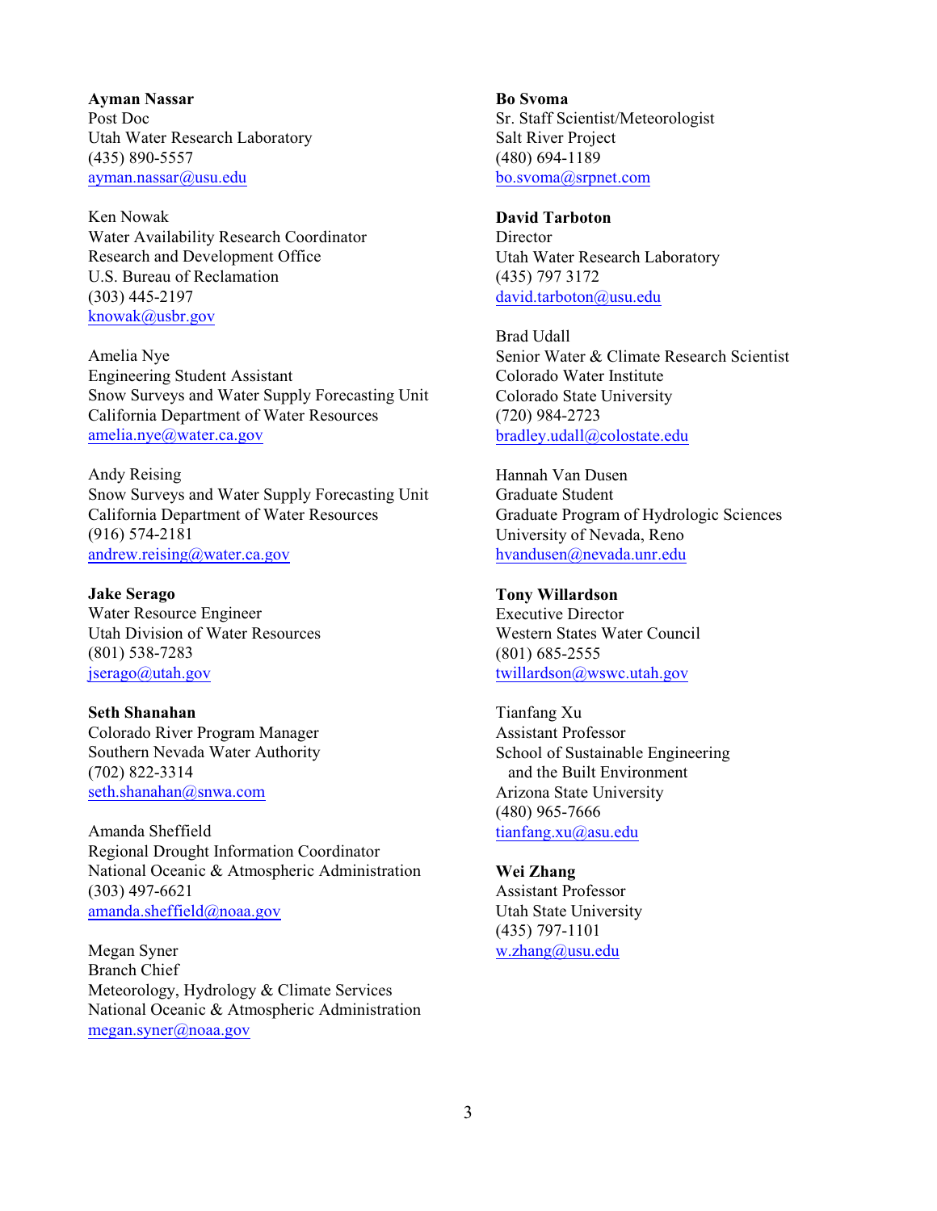**Ayman Nassar**
Post Doc
Utah Water Research Laboratory
(435) 890-5557
ayman.nassar@usu.edu

Ken Nowak
Water Availability Research Coordinator
Research and Development Office
U.S. Bureau of Reclamation
(303) 445-2197
knowak@usbr.gov

Amelia Nye
Engineering Student Assistant
Snow Surveys and Water Supply Forecasting Unit
California Department of Water Resources
amelia.nye@water.ca.gov

Andy Reising
Snow Surveys and Water Supply Forecasting Unit
California Department of Water Resources
(916) 574-2181
andrew.reising@water.ca.gov

**Jake Serago**
Water Resource Engineer
Utah Division of Water Resources
(801) 538-7283
jserago@utah.gov

**Seth Shanahan**
Colorado River Program Manager
Southern Nevada Water Authority
(702) 822-3314
seth.shanahan@snwa.com

Amanda Sheffield
Regional Drought Information Coordinator
National Oceanic & Atmospheric Administration
(303) 497-6621
amanda.sheffield@noaa.gov

Megan Syner
Branch Chief
Meteorology, Hydrology & Climate Services
National Oceanic & Atmospheric Administration
megan.syner@noaa.gov

**Bo Svoma**
Sr. Staff Scientist/Meteorologist
Salt River Project
(480) 694-1189
bo.svoma@srpnet.com

**David Tarboton**
Director
Utah Water Research Laboratory
(435) 797 3172
david.tarboton@usu.edu

Brad Udall
Senior Water & Climate Research Scientist
Colorado Water Institute
Colorado State University
(720) 984-2723
bradley.udall@colostate.edu

Hannah Van Dusen
Graduate Student
Graduate Program of Hydrologic Sciences
University of Nevada, Reno
hvandusen@nevada.unr.edu

**Tony Willardson**
Executive Director
Western States Water Council
(801) 685-2555
twillardson@wswc.utah.gov

Tianfang Xu
Assistant Professor
School of Sustainable Engineering and the Built Environment
Arizona State University
(480) 965-7666
tianfang.xu@asu.edu

**Wei Zhang**
Assistant Professor
Utah State University
(435) 797-1101
w.zhang@usu.edu